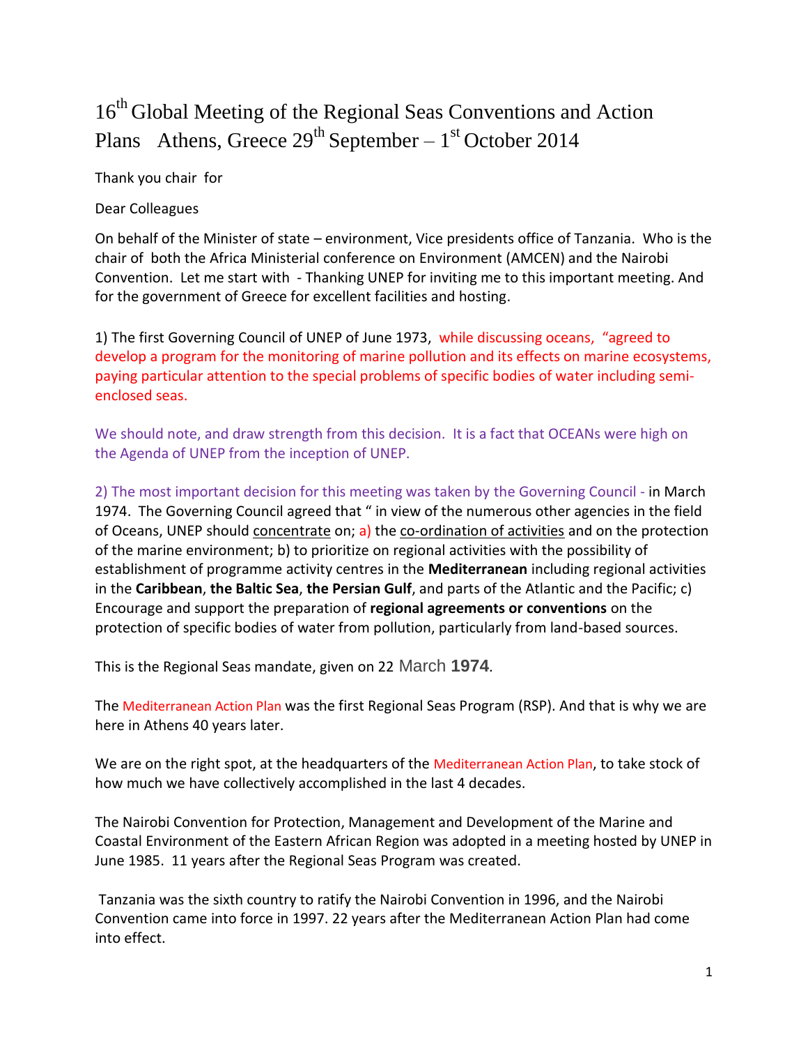# 16th Global Meeting of the Regional Seas Conventions and Action Plans   Athens, Greece 29th September – 1st October 2014

Thank you chair  for

Dear Colleagues

On behalf of the Minister of state – environment, Vice presidents office of Tanzania.  Who is the chair of  both the Africa Ministerial conference on Environment (AMCEN) and the Nairobi Convention.  Let me start with  - Thanking UNEP for inviting me to this important meeting. And for the government of Greece for excellent facilities and hosting.

1) The first Governing Council of UNEP of June 1973,  while discussing oceans,  “agreed to develop a program for the monitoring of marine pollution and its effects on marine ecosystems, paying particular attention to the special problems of specific bodies of water including semi-enclosed seas.

We should note, and draw strength from this decision.  It is a fact that OCEANs were high on the Agenda of UNEP from the inception of UNEP.

2) The most important decision for this meeting was taken by the Governing Council - in March 1974.  The Governing Council agreed that “ in view of the numerous other agencies in the field of Oceans, UNEP should concentrate on; a) the co-ordination of activities and on the protection of the marine environment; b) to prioritize on regional activities with the possibility of establishment of programme activity centres in the **Mediterranean** including regional activities in the **Caribbean**, **the Baltic Sea**, **the Persian Gulf**, and parts of the Atlantic and the Pacific; c) Encourage and support the preparation of **regional agreements or conventions** on the protection of specific bodies of water from pollution, particularly from land-based sources.

This is the Regional Seas mandate, given on 22 March **1974**.

The Mediterranean Action Plan was the first Regional Seas Program (RSP). And that is why we are here in Athens 40 years later.

We are on the right spot, at the headquarters of the Mediterranean Action Plan, to take stock of how much we have collectively accomplished in the last 4 decades.

The Nairobi Convention for Protection, Management and Development of the Marine and Coastal Environment of the Eastern African Region was adopted in a meeting hosted by UNEP in June 1985.  11 years after the Regional Seas Program was created.

Tanzania was the sixth country to ratify the Nairobi Convention in 1996, and the Nairobi Convention came into force in 1997. 22 years after the Mediterranean Action Plan had come into effect.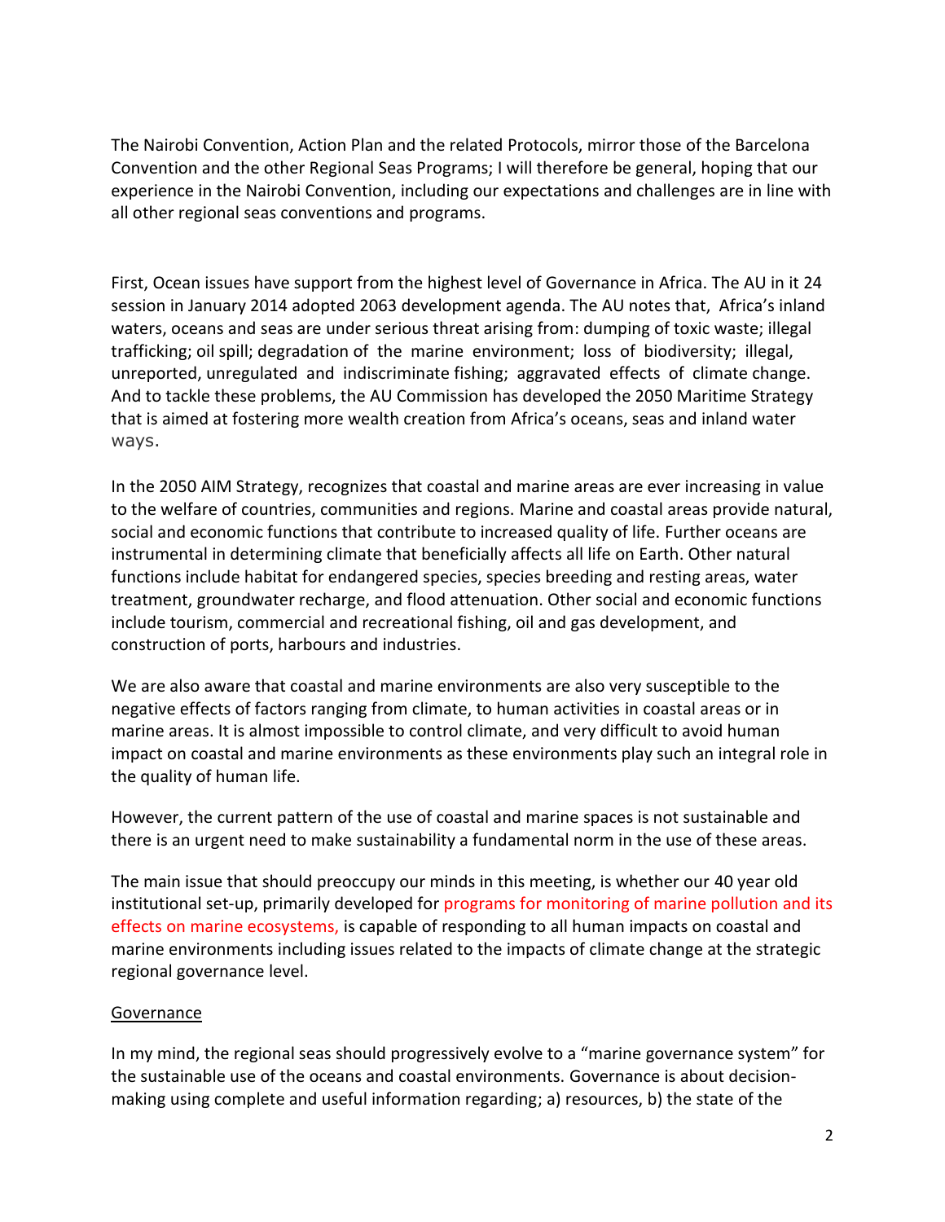The Nairobi Convention, Action Plan and the related Protocols, mirror those of the Barcelona Convention and the other Regional Seas Programs; I will therefore be general, hoping that our experience in the Nairobi Convention, including our expectations and challenges are in line with all other regional seas conventions and programs.

First, Ocean issues have support from the highest level of Governance in Africa. The AU in it 24 session in January 2014 adopted 2063 development agenda. The AU notes that, Africa's inland waters, oceans and seas are under serious threat arising from: dumping of toxic waste; illegal trafficking; oil spill; degradation of the marine environment; loss of biodiversity; illegal, unreported, unregulated and indiscriminate fishing; aggravated effects of climate change. And to tackle these problems, the AU Commission has developed the 2050 Maritime Strategy that is aimed at fostering more wealth creation from Africa's oceans, seas and inland water ways.

In the 2050 AIM Strategy, recognizes that coastal and marine areas are ever increasing in value to the welfare of countries, communities and regions. Marine and coastal areas provide natural, social and economic functions that contribute to increased quality of life. Further oceans are instrumental in determining climate that beneficially affects all life on Earth. Other natural functions include habitat for endangered species, species breeding and resting areas, water treatment, groundwater recharge, and flood attenuation. Other social and economic functions include tourism, commercial and recreational fishing, oil and gas development, and construction of ports, harbours and industries.

We are also aware that coastal and marine environments are also very susceptible to the negative effects of factors ranging from climate, to human activities in coastal areas or in marine areas. It is almost impossible to control climate, and very difficult to avoid human impact on coastal and marine environments as these environments play such an integral role in the quality of human life.

However, the current pattern of the use of coastal and marine spaces is not sustainable and there is an urgent need to make sustainability a fundamental norm in the use of these areas.

The main issue that should preoccupy our minds in this meeting, is whether our 40 year old institutional set-up, primarily developed for programs for monitoring of marine pollution and its effects on marine ecosystems, is capable of responding to all human impacts on coastal and marine environments including issues related to the impacts of climate change at the strategic regional governance level.

## Governance

In my mind, the regional seas should progressively evolve to a "marine governance system" for the sustainable use of the oceans and coastal environments. Governance is about decision-making using complete and useful information regarding; a) resources, b) the state of the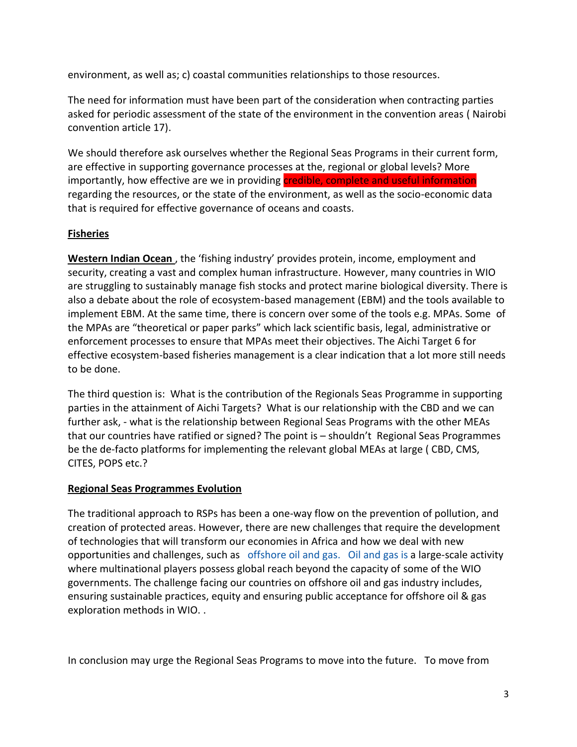environment, as well as; c) coastal communities relationships to those resources.

The need for information must have been part of the consideration when contracting parties asked for periodic assessment of the state of the environment in the convention areas ( Nairobi convention article 17).

We should therefore ask ourselves whether the Regional Seas Programs in their current form, are effective in supporting governance processes at the, regional or global levels? More importantly, how effective are we in providing credible, complete and useful information regarding the resources, or the state of the environment, as well as the socio-economic data that is required for effective governance of oceans and coasts.

**Fisheries**

**Western Indian Ocean** , the 'fishing industry' provides protein, income, employment and security, creating a vast and complex human infrastructure. However, many countries in WIO are struggling to sustainably manage fish stocks and protect marine biological diversity. There is also a debate about the role of ecosystem-based management (EBM) and the tools available to implement EBM. At the same time, there is concern over some of the tools e.g. MPAs. Some of the MPAs are "theoretical or paper parks" which lack scientific basis, legal, administrative or enforcement processes to ensure that MPAs meet their objectives. The Aichi Target 6 for effective ecosystem-based fisheries management is a clear indication that a lot more still needs to be done.

The third question is: What is the contribution of the Regionals Seas Programme in supporting parties in the attainment of Aichi Targets? What is our relationship with the CBD and we can further ask, - what is the relationship between Regional Seas Programs with the other MEAs that our countries have ratified or signed? The point is – shouldn't Regional Seas Programmes be the de-facto platforms for implementing the relevant global MEAs at large ( CBD, CMS, CITES, POPS etc.?

**Regional Seas Programmes Evolution**

The traditional approach to RSPs has been a one-way flow on the prevention of pollution, and creation of protected areas. However, there are new challenges that require the development of technologies that will transform our economies in Africa and how we deal with new opportunities and challenges, such as offshore oil and gas. Oil and gas is a large-scale activity where multinational players possess global reach beyond the capacity of some of the WIO governments. The challenge facing our countries on offshore oil and gas industry includes, ensuring sustainable practices, equity and ensuring public acceptance for offshore oil & gas exploration methods in WIO. .

In conclusion may urge the Regional Seas Programs to move into the future. To move from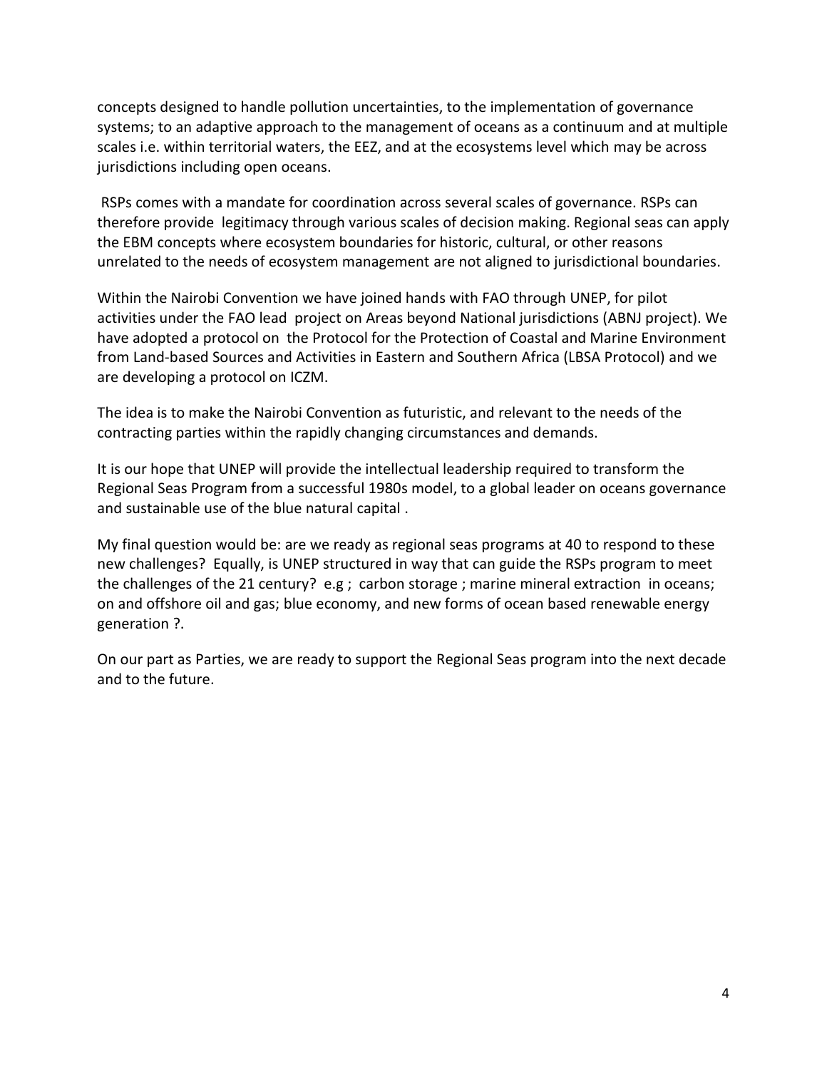concepts designed to handle pollution uncertainties, to the implementation of governance systems; to an adaptive approach to the management of oceans as a continuum and at multiple scales i.e. within territorial waters, the EEZ, and at the ecosystems level which may be across jurisdictions including open oceans.

RSPs comes with a mandate for coordination across several scales of governance. RSPs can therefore provide legitimacy through various scales of decision making. Regional seas can apply the EBM concepts where ecosystem boundaries for historic, cultural, or other reasons unrelated to the needs of ecosystem management are not aligned to jurisdictional boundaries.

Within the Nairobi Convention we have joined hands with FAO through UNEP, for pilot activities under the FAO lead project on Areas beyond National jurisdictions (ABNJ project). We have adopted a protocol on the Protocol for the Protection of Coastal and Marine Environment from Land-based Sources and Activities in Eastern and Southern Africa (LBSA Protocol) and we are developing a protocol on ICZM.

The idea is to make the Nairobi Convention as futuristic, and relevant to the needs of the contracting parties within the rapidly changing circumstances and demands.

It is our hope that UNEP will provide the intellectual leadership required to transform the Regional Seas Program from a successful 1980s model, to a global leader on oceans governance and sustainable use of the blue natural capital .

My final question would be: are we ready as regional seas programs at 40 to respond to these new challenges? Equally, is UNEP structured in way that can guide the RSPs program to meet the challenges of the 21 century? e.g ; carbon storage ; marine mineral extraction in oceans; on and offshore oil and gas; blue economy, and new forms of ocean based renewable energy generation ?.

On our part as Parties, we are ready to support the Regional Seas program into the next decade and to the future.